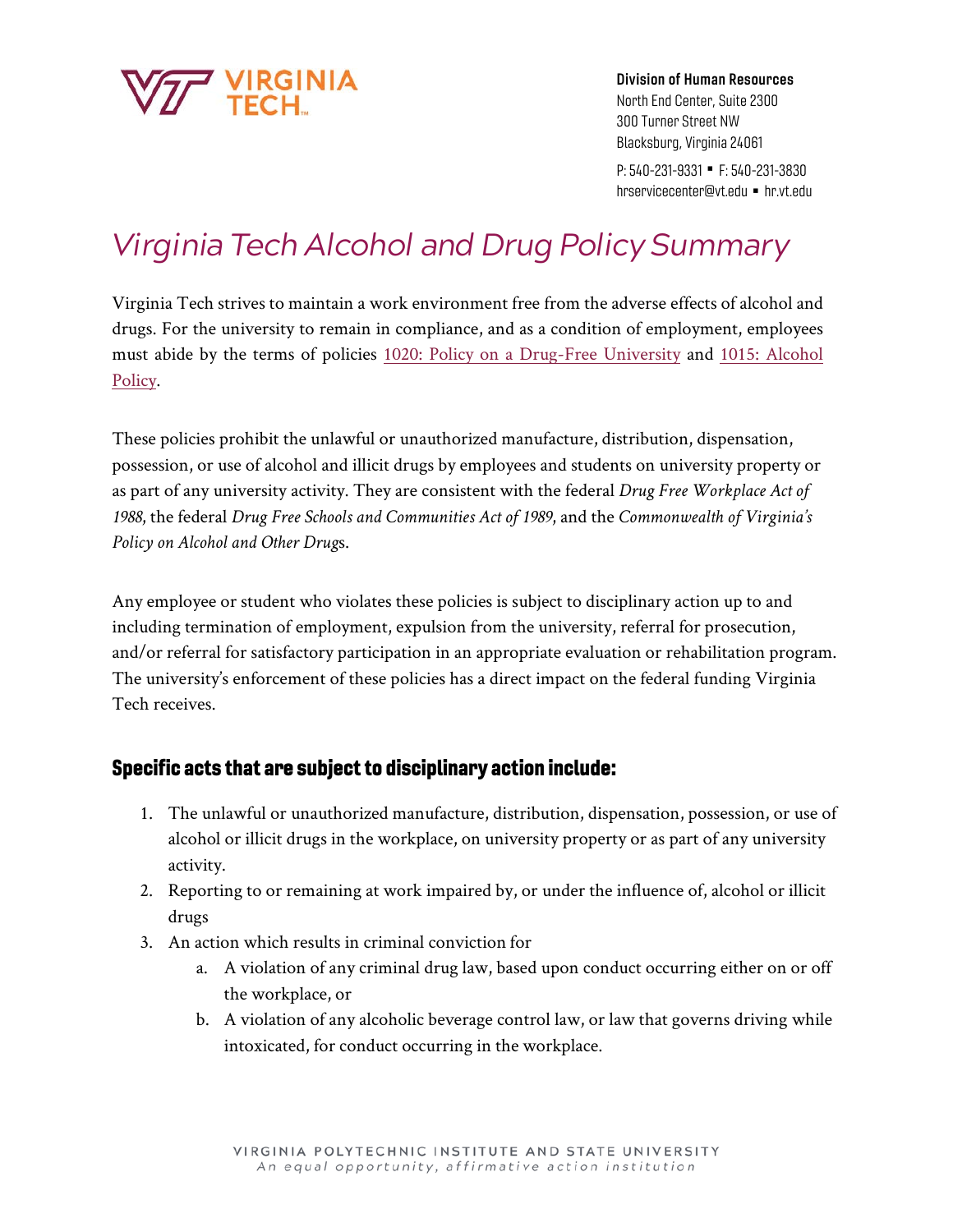**Division of Human Resources**
North End Center, Suite 2300
300 Turner Street NW
Blacksburg, Virginia 24061
P: 540-231-9331 ▪ F: 540-231-3830
hrservicecenter@vt.edu ▪ hr.vt.edu

# *Virginia Tech Alcohol and Drug Policy Summary*

Virginia Tech strives to maintain a work environment free from the adverse effects of alcohol and drugs. For the university to remain in compliance, and as a condition of employment, employees must abide by the terms of policies 1020: Policy on a Drug-Free University and 1015: Alcohol Policy.

These policies prohibit the unlawful or unauthorized manufacture, distribution, dispensation, possession, or use of alcohol and illicit drugs by employees and students on university property or as part of any university activity. They are consistent with the federal *Drug Free Workplace Act of 1988*, the federal *Drug Free Schools and Communities Act of 1989*, and the *Commonwealth of Virginia's Policy on Alcohol and Other Drug*s.

Any employee or student who violates these policies is subject to disciplinary action up to and including termination of employment, expulsion from the university, referral for prosecution, and/or referral for satisfactory participation in an appropriate evaluation or rehabilitation program. The university's enforcement of these policies has a direct impact on the federal funding Virginia Tech receives.

## Specific acts that are subject to disciplinary action include:

1. The unlawful or unauthorized manufacture, distribution, dispensation, possession, or use of alcohol or illicit drugs in the workplace, on university property or as part of any university activity.
2. Reporting to or remaining at work impaired by, or under the influence of, alcohol or illicit drugs
3. An action which results in criminal conviction for
   a. A violation of any criminal drug law, based upon conduct occurring either on or off the workplace, or
   b. A violation of any alcoholic beverage control law, or law that governs driving while intoxicated, for conduct occurring in the workplace.

VIRGINIA POLYTECHNIC INSTITUTE AND STATE UNIVERSITY
*An equal opportunity, affirmative action institution*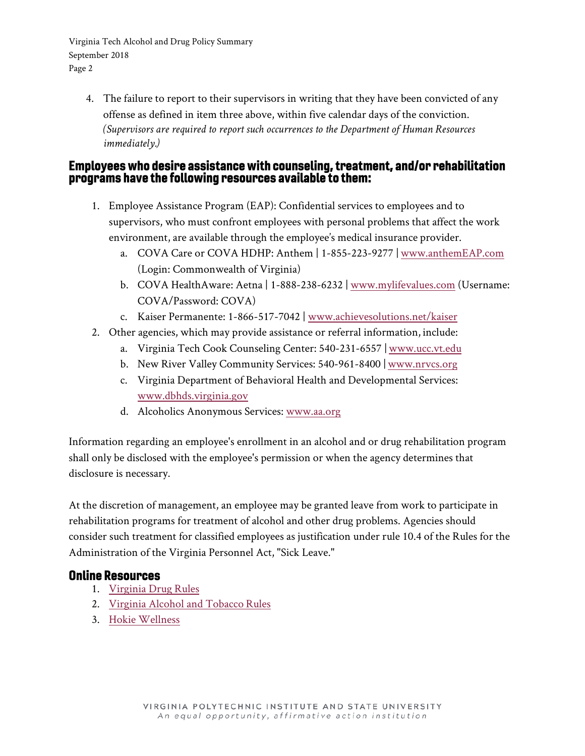4. The failure to report to their supervisors in writing that they have been convicted of any offense as defined in item three above, within five calendar days of the conviction. *(Supervisors are required to report such occurrences to the Department of Human Resources immediately.)*

## Employees who desire assistance with counseling, treatment, and/or rehabilitation programs have the following resources available to them:

1. Employee Assistance Program (EAP): Confidential services to employees and to supervisors, who must confront employees with personal problems that affect the work environment, are available through the employee's medical insurance provider.
   a. COVA Care or COVA HDHP: Anthem | 1-855-223-9277 | www.anthemEAP.com (Login: Commonwealth of Virginia)
   b. COVA HealthAware: Aetna | 1-888-238-6232 | www.mylifevalues.com (Username: COVA/Password: COVA)
   c. Kaiser Permanente: 1-866-517-7042 | www.achievesolutions.net/kaiser
2. Other agencies, which may provide assistance or referral information, include:
   a. Virginia Tech Cook Counseling Center: 540-231-6557 | www.ucc.vt.edu
   b. New River Valley Community Services: 540-961-8400 | www.nrvcs.org
   c. Virginia Department of Behavioral Health and Developmental Services: www.dbhds.virginia.gov
   d. Alcoholics Anonymous Services: www.aa.org

Information regarding an employee's enrollment in an alcohol and or drug rehabilitation program shall only be disclosed with the employee's permission or when the agency determines that disclosure is necessary.

At the discretion of management, an employee may be granted leave from work to participate in rehabilitation programs for treatment of alcohol and other drug problems. Agencies should consider such treatment for classified employees as justification under rule 10.4 of the Rules for the Administration of the Virginia Personnel Act, "Sick Leave."

## Online Resources

1. Virginia Drug Rules
2. Virginia Alcohol and Tobacco Rules
3. Hokie Wellness